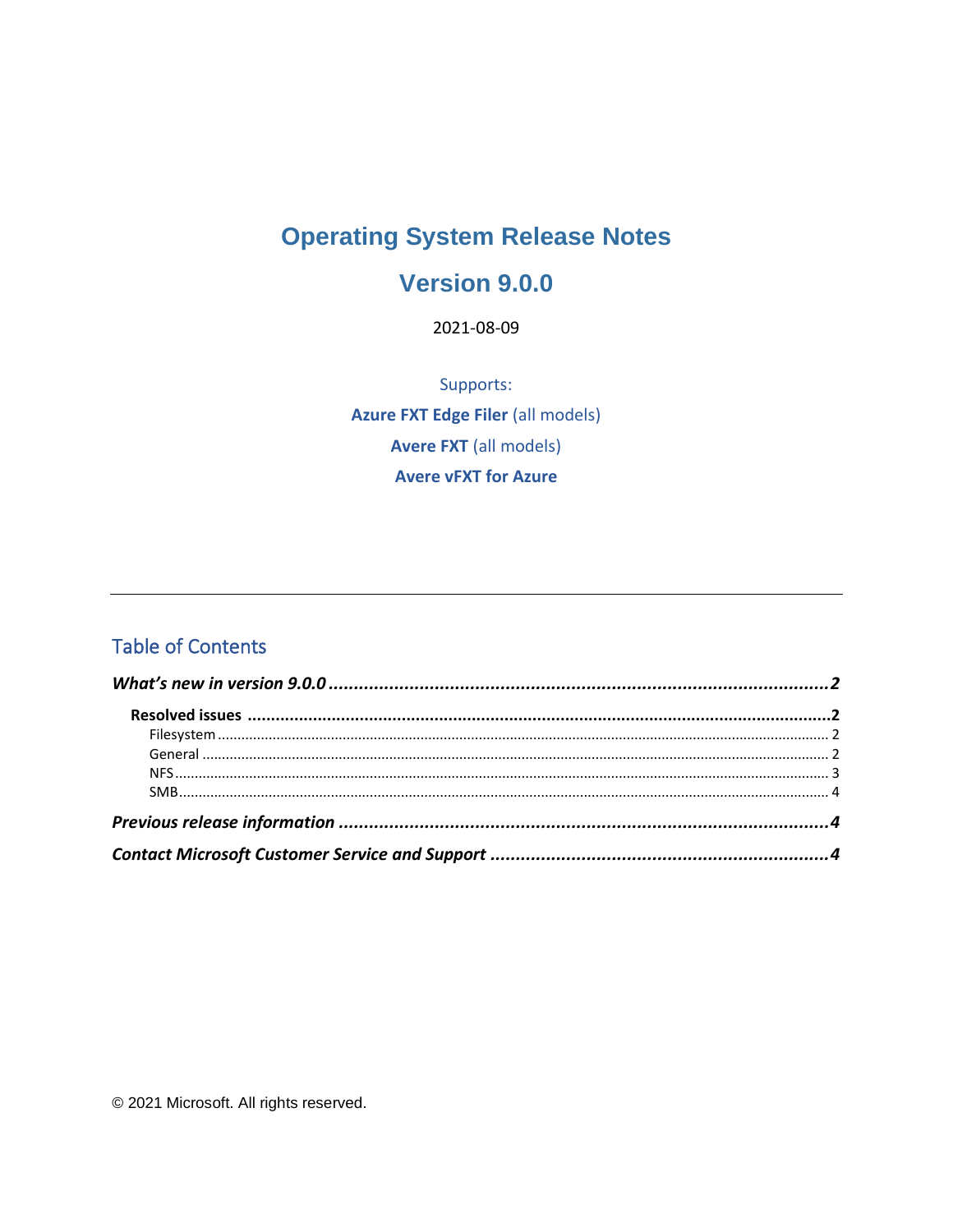# Operating System Release Notes

# Version 9.0.0

2021-08-09

Supports:

**Azure FXT Edge Filer** (all models)

**Avere FXT** (all models)

**Avere vFXT for Azure**

---

## Table of Contents

***What's new in version 9.0.0*** ........ 2

**Resolved issues** ........ 2

- Filesystem ........ 2
- General ........ 2
- NFS ........ 3
- SMB ........ 4

***Previous release information*** ........ 4

***Contact Microsoft Customer Service and Support*** ........ 4

© 2021 Microsoft. All rights reserved.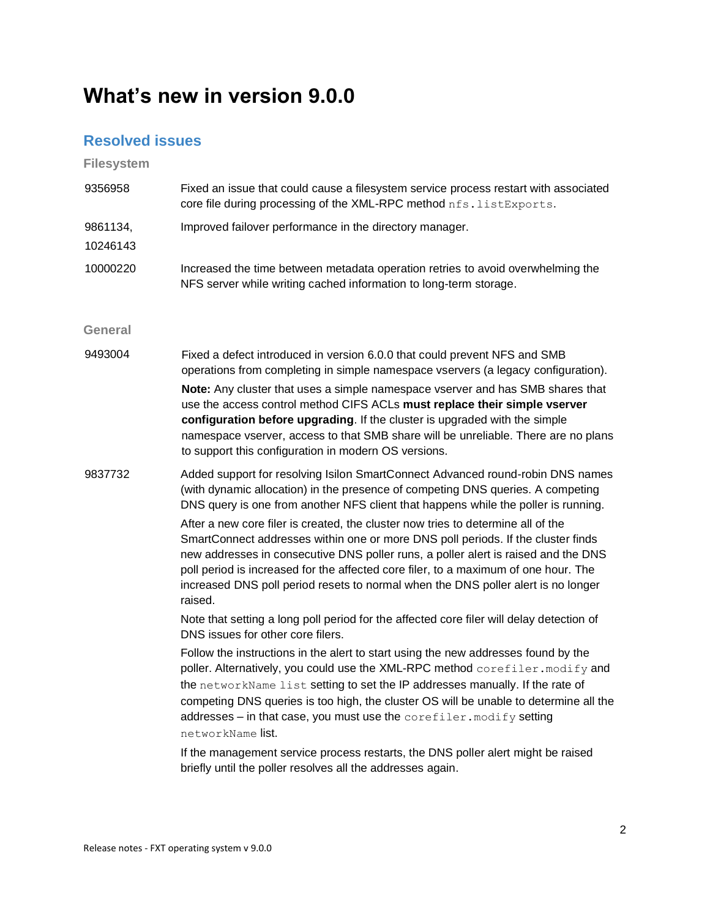# What's new in version 9.0.0

## Resolved issues

### Filesystem

| | |
|---|---|
| 9356958 | Fixed an issue that could cause a filesystem service process restart with associated core file during processing of the XML-RPC method `nfs.listExports`. |
| 9861134, 10246143 | Improved failover performance in the directory manager. |
| 10000220 | Increased the time between metadata operation retries to avoid overwhelming the NFS server while writing cached information to long-term storage. |

### General

**9493004**

Fixed a defect introduced in version 6.0.0 that could prevent NFS and SMB operations from completing in simple namespace vservers (a legacy configuration).

**Note:** Any cluster that uses a simple namespace vserver and has SMB shares that use the access control method CIFS ACLs **must replace their simple vserver configuration before upgrading**. If the cluster is upgraded with the simple namespace vserver, access to that SMB share will be unreliable. There are no plans to support this configuration in modern OS versions.

**9837732**

Added support for resolving Isilon SmartConnect Advanced round-robin DNS names (with dynamic allocation) in the presence of competing DNS queries. A competing DNS query is one from another NFS client that happens while the poller is running.

After a new core filer is created, the cluster now tries to determine all of the SmartConnect addresses within one or more DNS poll periods. If the cluster finds new addresses in consecutive DNS poller runs, a poller alert is raised and the DNS poll period is increased for the affected core filer, to a maximum of one hour. The increased DNS poll period resets to normal when the DNS poller alert is no longer raised.

Note that setting a long poll period for the affected core filer will delay detection of DNS issues for other core filers.

Follow the instructions in the alert to start using the new addresses found by the poller. Alternatively, you could use the XML-RPC method `corefiler.modify` and the `networkName list` setting to set the IP addresses manually. If the rate of competing DNS queries is too high, the cluster OS will be unable to determine all the addresses – in that case, you must use the `corefiler.modify` setting `networkName` list.

If the management service process restarts, the DNS poller alert might be raised briefly until the poller resolves all the addresses again.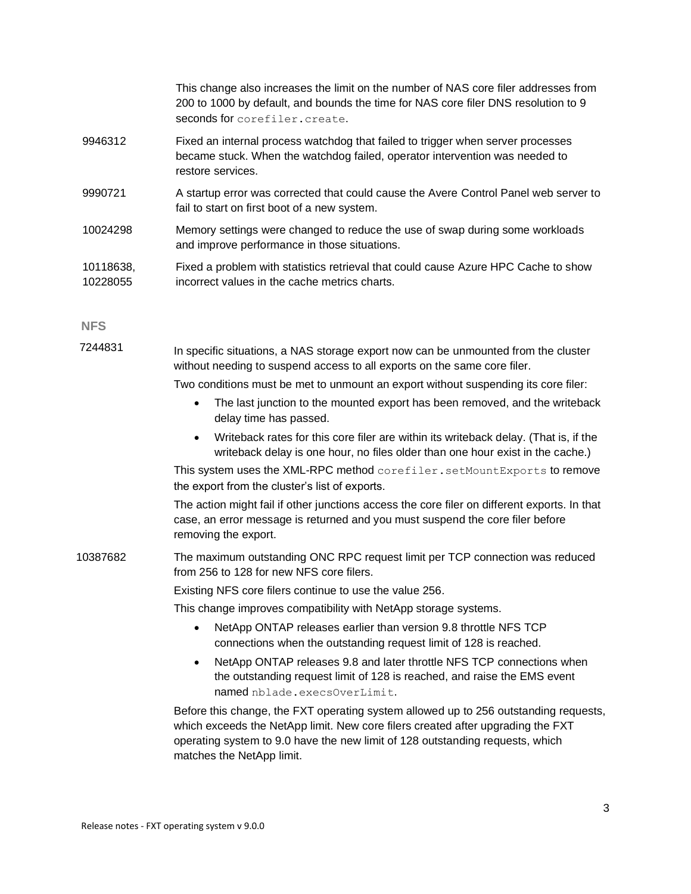| | |
|---|---|
| | This change also increases the limit on the number of NAS core filer addresses from 200 to 1000 by default, and bounds the time for NAS core filer DNS resolution to 9 seconds for `corefiler.create`. |
| 9946312 | Fixed an internal process watchdog that failed to trigger when server processes became stuck. When the watchdog failed, operator intervention was needed to restore services. |
| 9990721 | A startup error was corrected that could cause the Avere Control Panel web server to fail to start on first boot of a new system. |
| 10024298 | Memory settings were changed to reduce the use of swap during some workloads and improve performance in those situations. |
| 10118638, 10228055 | Fixed a problem with statistics retrieval that could cause Azure HPC Cache to show incorrect values in the cache metrics charts. |

### NFS

**7244831**

In specific situations, a NAS storage export now can be unmounted from the cluster without needing to suspend access to all exports on the same core filer.

Two conditions must be met to unmount an export without suspending its core filer:

- The last junction to the mounted export has been removed, and the writeback delay time has passed.
- Writeback rates for this core filer are within its writeback delay. (That is, if the writeback delay is one hour, no files older than one hour exist in the cache.)

This system uses the XML-RPC method `corefiler.setMountExports` to remove the export from the cluster's list of exports.

The action might fail if other junctions access the core filer on different exports. In that case, an error message is returned and you must suspend the core filer before removing the export.

**10387682**

The maximum outstanding ONC RPC request limit per TCP connection was reduced from 256 to 128 for new NFS core filers.

Existing NFS core filers continue to use the value 256.

This change improves compatibility with NetApp storage systems.

- NetApp ONTAP releases earlier than version 9.8 throttle NFS TCP connections when the outstanding request limit of 128 is reached.
- NetApp ONTAP releases 9.8 and later throttle NFS TCP connections when the outstanding request limit of 128 is reached, and raise the EMS event named `nblade.execsOverLimit`.

Before this change, the FXT operating system allowed up to 256 outstanding requests, which exceeds the NetApp limit. New core filers created after upgrading the FXT operating system to 9.0 have the new limit of 128 outstanding requests, which matches the NetApp limit.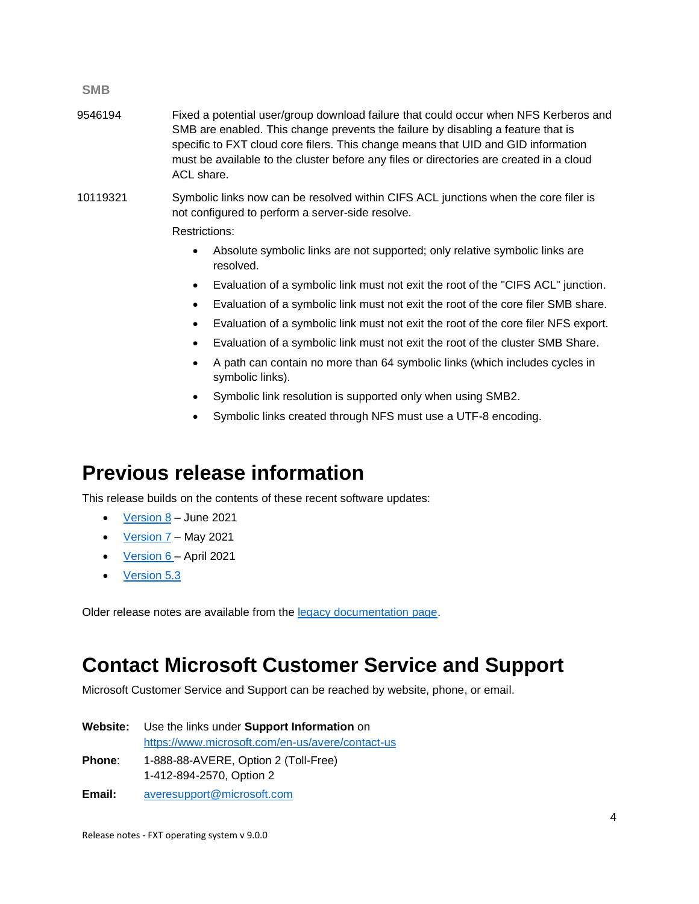### SMB

| | |
|---|---|
| 9546194 | Fixed a potential user/group download failure that could occur when NFS Kerberos and SMB are enabled. This change prevents the failure by disabling a feature that is specific to FXT cloud core filers. This change means that UID and GID information must be available to the cluster before any files or directories are created in a cloud ACL share. |
| 10119321 | Symbolic links now can be resolved within CIFS ACL junctions when the core filer is not configured to perform a server-side resolve. |

Restrictions:

- Absolute symbolic links are not supported; only relative symbolic links are resolved.
- Evaluation of a symbolic link must not exit the root of the "CIFS ACL" junction.
- Evaluation of a symbolic link must not exit the root of the core filer SMB share.
- Evaluation of a symbolic link must not exit the root of the core filer NFS export.
- Evaluation of a symbolic link must not exit the root of the cluster SMB Share.
- A path can contain no more than 64 symbolic links (which includes cycles in symbolic links).
- Symbolic link resolution is supported only when using SMB2.
- Symbolic links created through NFS must use a UTF-8 encoding.

# Previous release information

This release builds on the contents of these recent software updates:

- Version 8 – June 2021
- Version 7 – May 2021
- Version 6 – April 2021
- Version 5.3

Older release notes are available from the legacy documentation page.

# Contact Microsoft Customer Service and Support

Microsoft Customer Service and Support can be reached by website, phone, or email.

**Website:** Use the links under **Support Information** on https://www.microsoft.com/en-us/avere/contact-us

**Phone**: 1-888-88-AVERE, Option 2 (Toll-Free)
1-412-894-2570, Option 2

**Email:** averesupport@microsoft.com